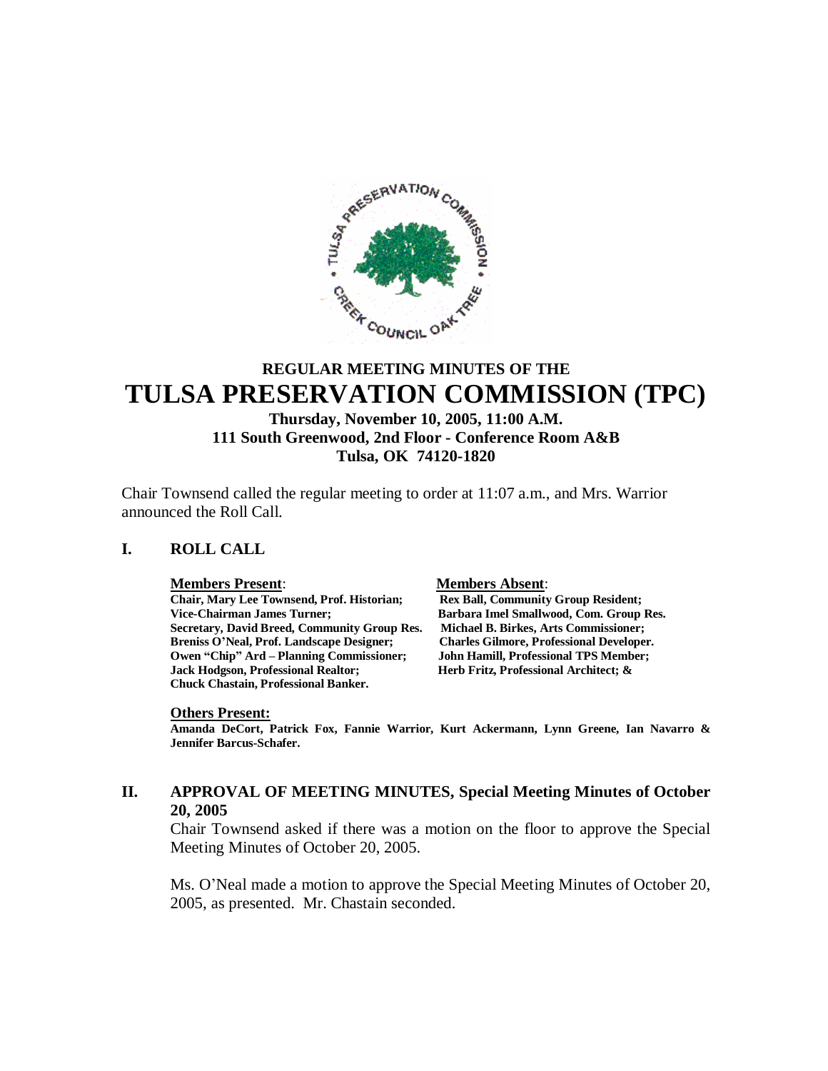# REGULAR MEETING MINUTES OF THE
# TULSA PRESERVATION COMMISSION (TPC)

**Thursday, November 10, 2005, 11:00 A.M.**
**111 South Greenwood, 2nd Floor - Conference Room A&B**
**Tulsa, OK 74120-1820**

Chair Townsend called the regular meeting to order at 11:07 a.m., and Mrs. Warrior announced the Roll Call.

## I. ROLL CALL

| **Members Present**: | **Members Absent**: |
|---|---|
| **Chair, Mary Lee Townsend, Prof. Historian;** | **Rex Ball, Community Group Resident;** |
| **Vice-Chairman James Turner;** | **Barbara Imel Smallwood, Com. Group Res.** |
| **Secretary, David Breed, Community Group Res.** | **Michael B. Birkes, Arts Commissioner;** |
| **Breniss O'Neal, Prof. Landscape Designer;** | **Charles Gilmore, Professional Developer.** |
| **Owen "Chip" Ard – Planning Commissioner;** | **John Hamill, Professional TPS Member;** |
| **Jack Hodgson, Professional Realtor;** | **Herb Fritz, Professional Architect; &** |
| **Chuck Chastain, Professional Banker.** | |

**Others Present:**
**Amanda DeCort, Patrick Fox, Fannie Warrior, Kurt Ackermann, Lynn Greene, Ian Navarro & Jennifer Barcus-Schafer.**

## II. APPROVAL OF MEETING MINUTES, Special Meeting Minutes of October 20, 2005

Chair Townsend asked if there was a motion on the floor to approve the Special Meeting Minutes of October 20, 2005.

Ms. O'Neal made a motion to approve the Special Meeting Minutes of October 20, 2005, as presented. Mr. Chastain seconded.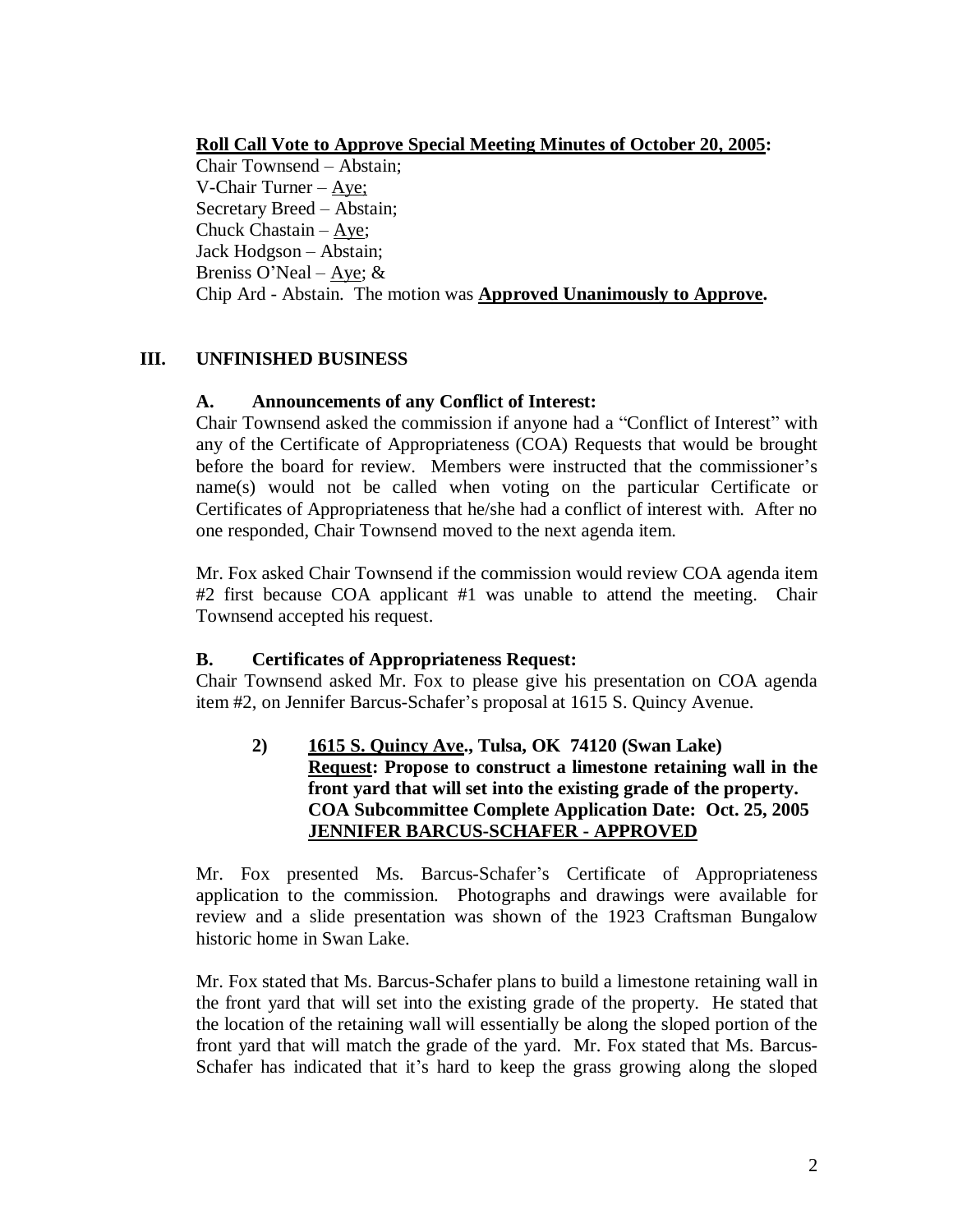**<u>Roll Call Vote to Approve Special Meeting Minutes of October 20, 2005</u>:**
Chair Townsend – Abstain;
V-Chair Turner – <u>Aye;</u>
Secretary Breed – Abstain;
Chuck Chastain – <u>Aye</u>;
Jack Hodgson – Abstain;
Breniss O'Neal – <u>Aye</u>; &
Chip Ard - Abstain. The motion was **<u>Approved Unanimously to Approve</u>.**

## III. UNFINISHED BUSINESS

### A. Announcements of any Conflict of Interest:

Chair Townsend asked the commission if anyone had a "Conflict of Interest" with any of the Certificate of Appropriateness (COA) Requests that would be brought before the board for review. Members were instructed that the commissioner's name(s) would not be called when voting on the particular Certificate or Certificates of Appropriateness that he/she had a conflict of interest with. After no one responded, Chair Townsend moved to the next agenda item.

Mr. Fox asked Chair Townsend if the commission would review COA agenda item #2 first because COA applicant #1 was unable to attend the meeting. Chair Townsend accepted his request.

### B. Certificates of Appropriateness Request:

Chair Townsend asked Mr. Fox to please give his presentation on COA agenda item #2, on Jennifer Barcus-Schafer's proposal at 1615 S. Quincy Avenue.

**2) <u>1615 S. Quincy Ave</u>., Tulsa, OK 74120 (Swan Lake)**
**<u>Request</u>: Propose to construct a limestone retaining wall in the front yard that will set into the existing grade of the property.**
**COA Subcommittee Complete Application Date: Oct. 25, 2005**
**<u>JENNIFER BARCUS-SCHAFER - APPROVED</u>**

Mr. Fox presented Ms. Barcus-Schafer's Certificate of Appropriateness application to the commission. Photographs and drawings were available for review and a slide presentation was shown of the 1923 Craftsman Bungalow historic home in Swan Lake.

Mr. Fox stated that Ms. Barcus-Schafer plans to build a limestone retaining wall in the front yard that will set into the existing grade of the property. He stated that the location of the retaining wall will essentially be along the sloped portion of the front yard that will match the grade of the yard. Mr. Fox stated that Ms. Barcus-Schafer has indicated that it's hard to keep the grass growing along the sloped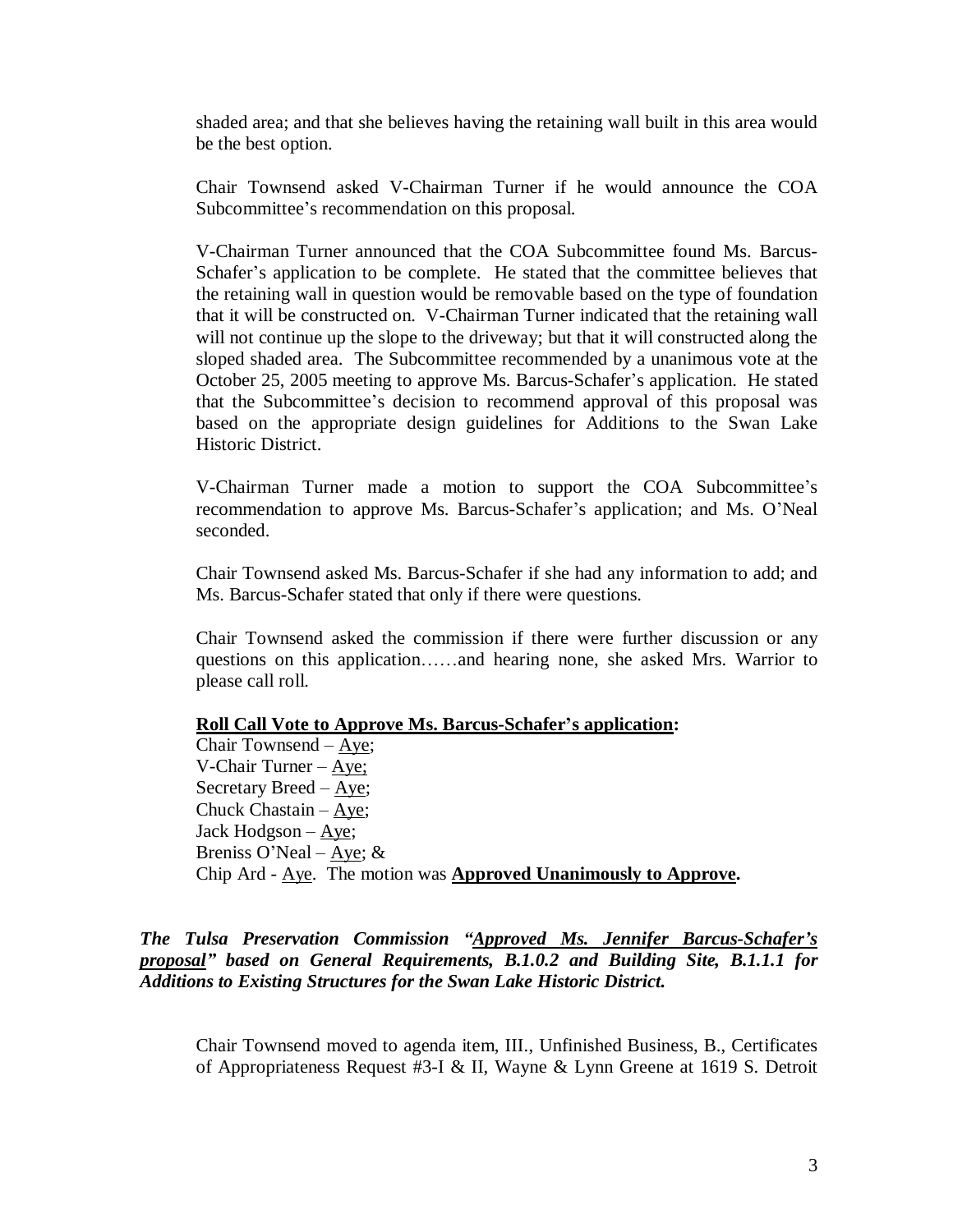shaded area; and that she believes having the retaining wall built in this area would be the best option.

Chair Townsend asked V-Chairman Turner if he would announce the COA Subcommittee's recommendation on this proposal.

V-Chairman Turner announced that the COA Subcommittee found Ms. Barcus-Schafer's application to be complete. He stated that the committee believes that the retaining wall in question would be removable based on the type of foundation that it will be constructed on. V-Chairman Turner indicated that the retaining wall will not continue up the slope to the driveway; but that it will constructed along the sloped shaded area. The Subcommittee recommended by a unanimous vote at the October 25, 2005 meeting to approve Ms. Barcus-Schafer's application. He stated that the Subcommittee's decision to recommend approval of this proposal was based on the appropriate design guidelines for Additions to the Swan Lake Historic District.

V-Chairman Turner made a motion to support the COA Subcommittee's recommendation to approve Ms. Barcus-Schafer's application; and Ms. O'Neal seconded.

Chair Townsend asked Ms. Barcus-Schafer if she had any information to add; and Ms. Barcus-Schafer stated that only if there were questions.

Chair Townsend asked the commission if there were further discussion or any questions on this application……and hearing none, she asked Mrs. Warrior to please call roll.

**<u>Roll Call Vote to Approve Ms. Barcus-Schafer's application</u>:**
Chair Townsend – <u>Aye</u>;
V-Chair Turner – <u>Aye;</u>
Secretary Breed – <u>Aye</u>;
Chuck Chastain – <u>Aye</u>;
Jack Hodgson – <u>Aye</u>;
Breniss O'Neal – <u>Aye</u>; &
Chip Ard - <u>Aye</u>. The motion was **<u>Approved Unanimously to Approve</u>.**

***The Tulsa Preservation Commission "<u>Approved Ms. Jennifer Barcus-Schafer's proposal</u>" based on General Requirements, B.1.0.2 and Building Site, B.1.1.1 for Additions to Existing Structures for the Swan Lake Historic District.***

Chair Townsend moved to agenda item, III., Unfinished Business, B., Certificates of Appropriateness Request #3-I & II, Wayne & Lynn Greene at 1619 S. Detroit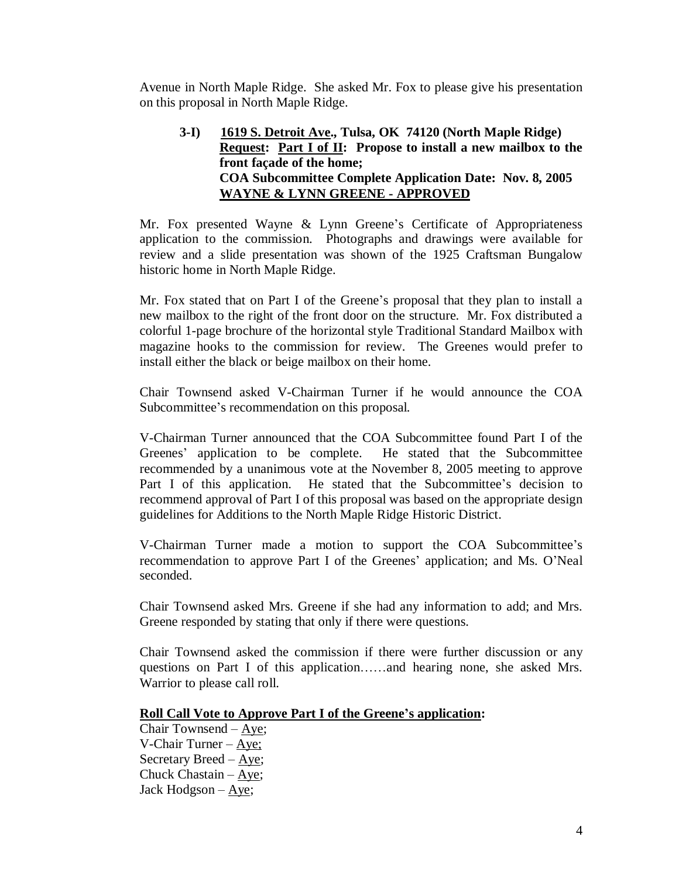Avenue in North Maple Ridge. She asked Mr. Fox to please give his presentation on this proposal in North Maple Ridge.

**3-I) 1619 S. Detroit Ave., Tulsa, OK 74120 (North Maple Ridge)**
**Request: Part I of II: Propose to install a new mailbox to the front façade of the home;**
**COA Subcommittee Complete Application Date: Nov. 8, 2005**
**WAYNE & LYNN GREENE - APPROVED**

Mr. Fox presented Wayne & Lynn Greene's Certificate of Appropriateness application to the commission. Photographs and drawings were available for review and a slide presentation was shown of the 1925 Craftsman Bungalow historic home in North Maple Ridge.

Mr. Fox stated that on Part I of the Greene's proposal that they plan to install a new mailbox to the right of the front door on the structure. Mr. Fox distributed a colorful 1-page brochure of the horizontal style Traditional Standard Mailbox with magazine hooks to the commission for review. The Greenes would prefer to install either the black or beige mailbox on their home.

Chair Townsend asked V-Chairman Turner if he would announce the COA Subcommittee's recommendation on this proposal.

V-Chairman Turner announced that the COA Subcommittee found Part I of the Greenes' application to be complete. He stated that the Subcommittee recommended by a unanimous vote at the November 8, 2005 meeting to approve Part I of this application. He stated that the Subcommittee's decision to recommend approval of Part I of this proposal was based on the appropriate design guidelines for Additions to the North Maple Ridge Historic District.

V-Chairman Turner made a motion to support the COA Subcommittee's recommendation to approve Part I of the Greenes' application; and Ms. O'Neal seconded.

Chair Townsend asked Mrs. Greene if she had any information to add; and Mrs. Greene responded by stating that only if there were questions.

Chair Townsend asked the commission if there were further discussion or any questions on Part I of this application……and hearing none, she asked Mrs. Warrior to please call roll.

**Roll Call Vote to Approve Part I of the Greene's application:**

Chair Townsend – Aye;
V-Chair Turner – Aye;
Secretary Breed – Aye;
Chuck Chastain – Aye;
Jack Hodgson – Aye;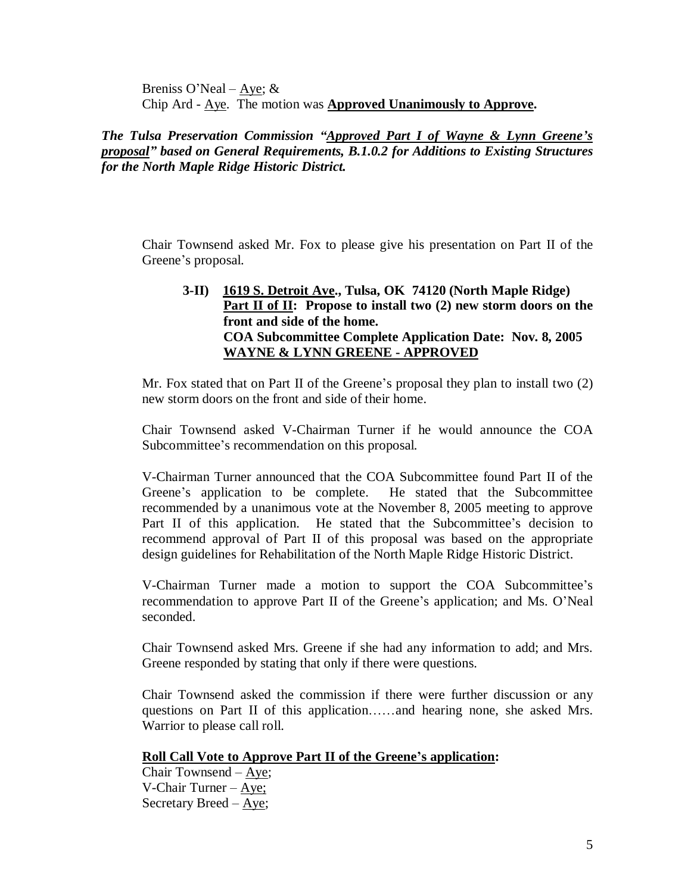Breniss O'Neal – <u>Aye</u>; &
Chip Ard - <u>Aye</u>. The motion was **<u>Approved Unanimously to Approve</u>.**

***The Tulsa Preservation Commission "<u>Approved Part I of Wayne & Lynn Greene's proposal</u>" based on General Requirements, B.1.0.2 for Additions to Existing Structures for the North Maple Ridge Historic District.***

Chair Townsend asked Mr. Fox to please give his presentation on Part II of the Greene's proposal.

**3-II) <u>1619 S. Detroit Ave</u>., Tulsa, OK 74120 (North Maple Ridge)**
**<u>Part II of II</u>: Propose to install two (2) new storm doors on the front and side of the home.**
**COA Subcommittee Complete Application Date: Nov. 8, 2005**
**<u>WAYNE & LYNN GREENE - APPROVED</u>**

Mr. Fox stated that on Part II of the Greene's proposal they plan to install two (2) new storm doors on the front and side of their home.

Chair Townsend asked V-Chairman Turner if he would announce the COA Subcommittee's recommendation on this proposal.

V-Chairman Turner announced that the COA Subcommittee found Part II of the Greene's application to be complete. He stated that the Subcommittee recommended by a unanimous vote at the November 8, 2005 meeting to approve Part II of this application. He stated that the Subcommittee's decision to recommend approval of Part II of this proposal was based on the appropriate design guidelines for Rehabilitation of the North Maple Ridge Historic District.

V-Chairman Turner made a motion to support the COA Subcommittee's recommendation to approve Part II of the Greene's application; and Ms. O'Neal seconded.

Chair Townsend asked Mrs. Greene if she had any information to add; and Mrs. Greene responded by stating that only if there were questions.

Chair Townsend asked the commission if there were further discussion or any questions on Part II of this application……and hearing none, she asked Mrs. Warrior to please call roll.

**<u>Roll Call Vote to Approve Part II of the Greene's application</u>:**
Chair Townsend – <u>Aye</u>;
V-Chair Turner – <u>Aye;</u>
Secretary Breed – <u>Aye</u>;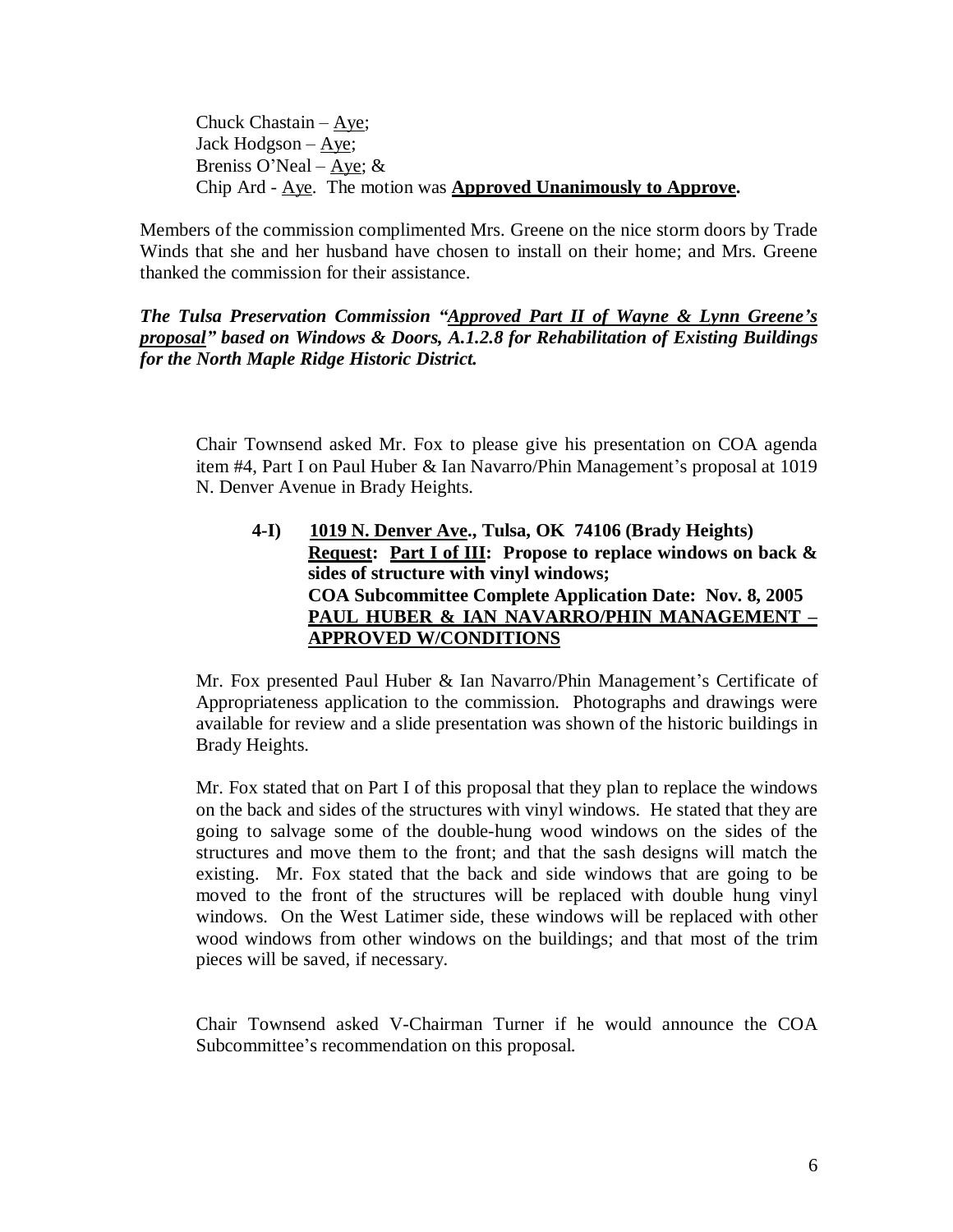Chuck Chastain – Aye;
Jack Hodgson – Aye;
Breniss O'Neal – Aye; &
Chip Ard - Aye. The motion was **Approved Unanimously to Approve.**

Members of the commission complimented Mrs. Greene on the nice storm doors by Trade Winds that she and her husband have chosen to install on their home; and Mrs. Greene thanked the commission for their assistance.

***The Tulsa Preservation Commission "Approved Part II of Wayne & Lynn Greene's proposal" based on Windows & Doors, A.1.2.8 for Rehabilitation of Existing Buildings for the North Maple Ridge Historic District.***

Chair Townsend asked Mr. Fox to please give his presentation on COA agenda item #4, Part I on Paul Huber & Ian Navarro/Phin Management's proposal at 1019 N. Denver Avenue in Brady Heights.

**4-I) 1019 N. Denver Ave., Tulsa, OK 74106 (Brady Heights)**
**Request: Part I of III: Propose to replace windows on back & sides of structure with vinyl windows;**
**COA Subcommittee Complete Application Date: Nov. 8, 2005**
**PAUL HUBER & IAN NAVARRO/PHIN MANAGEMENT – APPROVED W/CONDITIONS**

Mr. Fox presented Paul Huber & Ian Navarro/Phin Management's Certificate of Appropriateness application to the commission. Photographs and drawings were available for review and a slide presentation was shown of the historic buildings in Brady Heights.

Mr. Fox stated that on Part I of this proposal that they plan to replace the windows on the back and sides of the structures with vinyl windows. He stated that they are going to salvage some of the double-hung wood windows on the sides of the structures and move them to the front; and that the sash designs will match the existing. Mr. Fox stated that the back and side windows that are going to be moved to the front of the structures will be replaced with double hung vinyl windows. On the West Latimer side, these windows will be replaced with other wood windows from other windows on the buildings; and that most of the trim pieces will be saved, if necessary.

Chair Townsend asked V-Chairman Turner if he would announce the COA Subcommittee's recommendation on this proposal.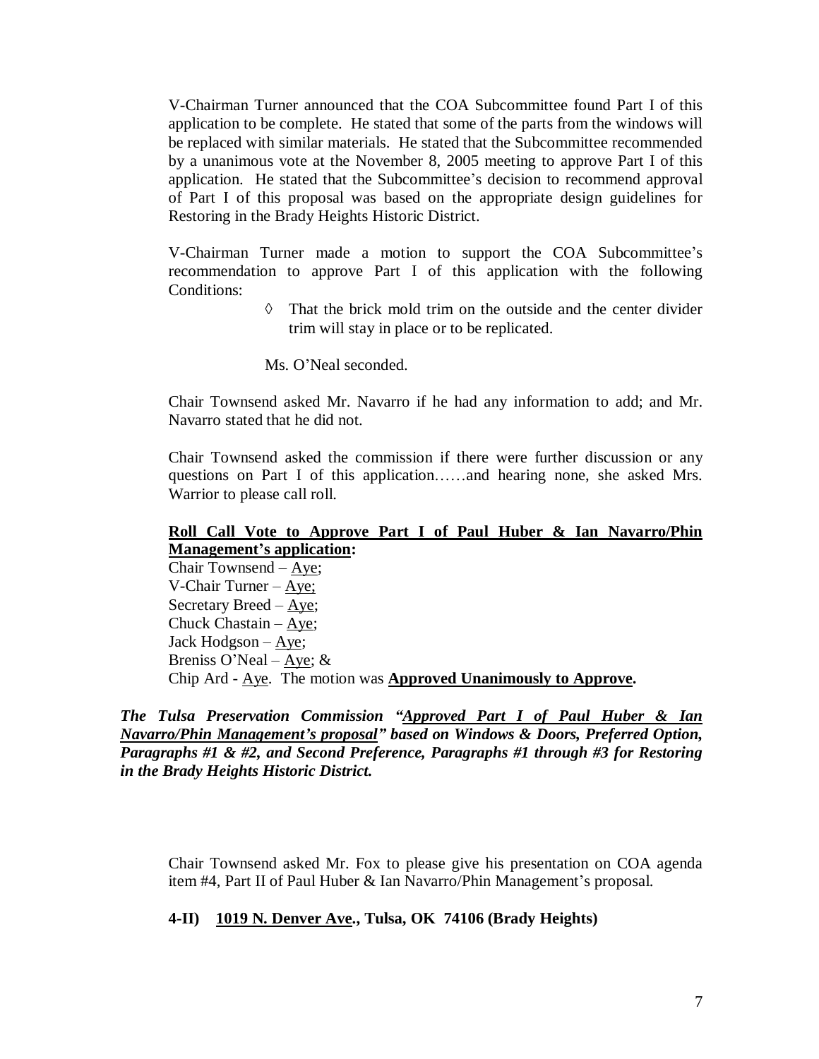V-Chairman Turner announced that the COA Subcommittee found Part I of this application to be complete. He stated that some of the parts from the windows will be replaced with similar materials. He stated that the Subcommittee recommended by a unanimous vote at the November 8, 2005 meeting to approve Part I of this application. He stated that the Subcommittee's decision to recommend approval of Part I of this proposal was based on the appropriate design guidelines for Restoring in the Brady Heights Historic District.

V-Chairman Turner made a motion to support the COA Subcommittee's recommendation to approve Part I of this application with the following Conditions:

- ◊ That the brick mold trim on the outside and the center divider trim will stay in place or to be replicated.

Ms. O'Neal seconded.

Chair Townsend asked Mr. Navarro if he had any information to add; and Mr. Navarro stated that he did not.

Chair Townsend asked the commission if there were further discussion or any questions on Part I of this application……and hearing none, she asked Mrs. Warrior to please call roll.

**Roll Call Vote to Approve Part I of Paul Huber & Ian Navarro/Phin Management's application:**

Chair Townsend – Aye;
V-Chair Turner – Aye;
Secretary Breed – Aye;
Chuck Chastain – Aye;
Jack Hodgson – Aye;
Breniss O'Neal – Aye; &
Chip Ard - Aye. The motion was **Approved Unanimously to Approve.**

***The Tulsa Preservation Commission "Approved Part I of Paul Huber & Ian Navarro/Phin Management's proposal" based on Windows & Doors, Preferred Option, Paragraphs #1 & #2, and Second Preference, Paragraphs #1 through #3 for Restoring in the Brady Heights Historic District.***

Chair Townsend asked Mr. Fox to please give his presentation on COA agenda item #4, Part II of Paul Huber & Ian Navarro/Phin Management's proposal.

**4-II) 1019 N. Denver Ave., Tulsa, OK 74106 (Brady Heights)**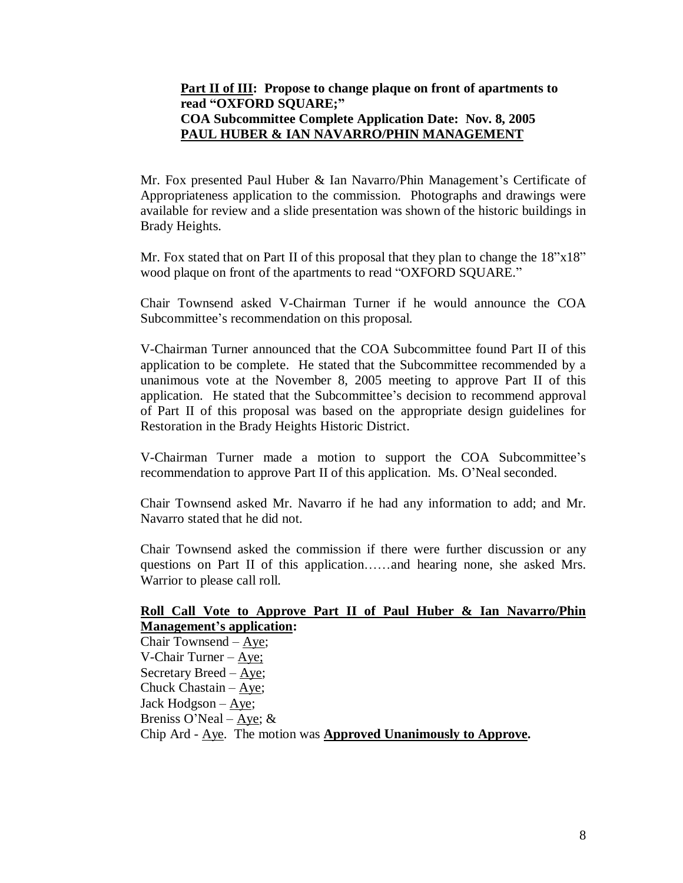**<u>Part II of III</u>: Propose to change plaque on front of apartments to read "OXFORD SQUARE;"**
**COA Subcommittee Complete Application Date: Nov. 8, 2005**
**<u>PAUL HUBER & IAN NAVARRO/PHIN MANAGEMENT</u>**

Mr. Fox presented Paul Huber & Ian Navarro/Phin Management's Certificate of Appropriateness application to the commission. Photographs and drawings were available for review and a slide presentation was shown of the historic buildings in Brady Heights.

Mr. Fox stated that on Part II of this proposal that they plan to change the 18"x18" wood plaque on front of the apartments to read "OXFORD SQUARE."

Chair Townsend asked V-Chairman Turner if he would announce the COA Subcommittee's recommendation on this proposal.

V-Chairman Turner announced that the COA Subcommittee found Part II of this application to be complete. He stated that the Subcommittee recommended by a unanimous vote at the November 8, 2005 meeting to approve Part II of this application. He stated that the Subcommittee's decision to recommend approval of Part II of this proposal was based on the appropriate design guidelines for Restoration in the Brady Heights Historic District.

V-Chairman Turner made a motion to support the COA Subcommittee's recommendation to approve Part II of this application. Ms. O'Neal seconded.

Chair Townsend asked Mr. Navarro if he had any information to add; and Mr. Navarro stated that he did not.

Chair Townsend asked the commission if there were further discussion or any questions on Part II of this application……and hearing none, she asked Mrs. Warrior to please call roll.

**<u>Roll Call Vote to Approve Part II of Paul Huber & Ian Navarro/Phin Management's application</u>:**

Chair Townsend – <u>Aye</u>;
V-Chair Turner – <u>Aye;</u>
Secretary Breed – <u>Aye</u>;
Chuck Chastain – <u>Aye</u>;
Jack Hodgson – <u>Aye</u>;
Breniss O'Neal – <u>Aye</u>; &
Chip Ard - <u>Aye</u>. The motion was **<u>Approved Unanimously to Approve</u>.**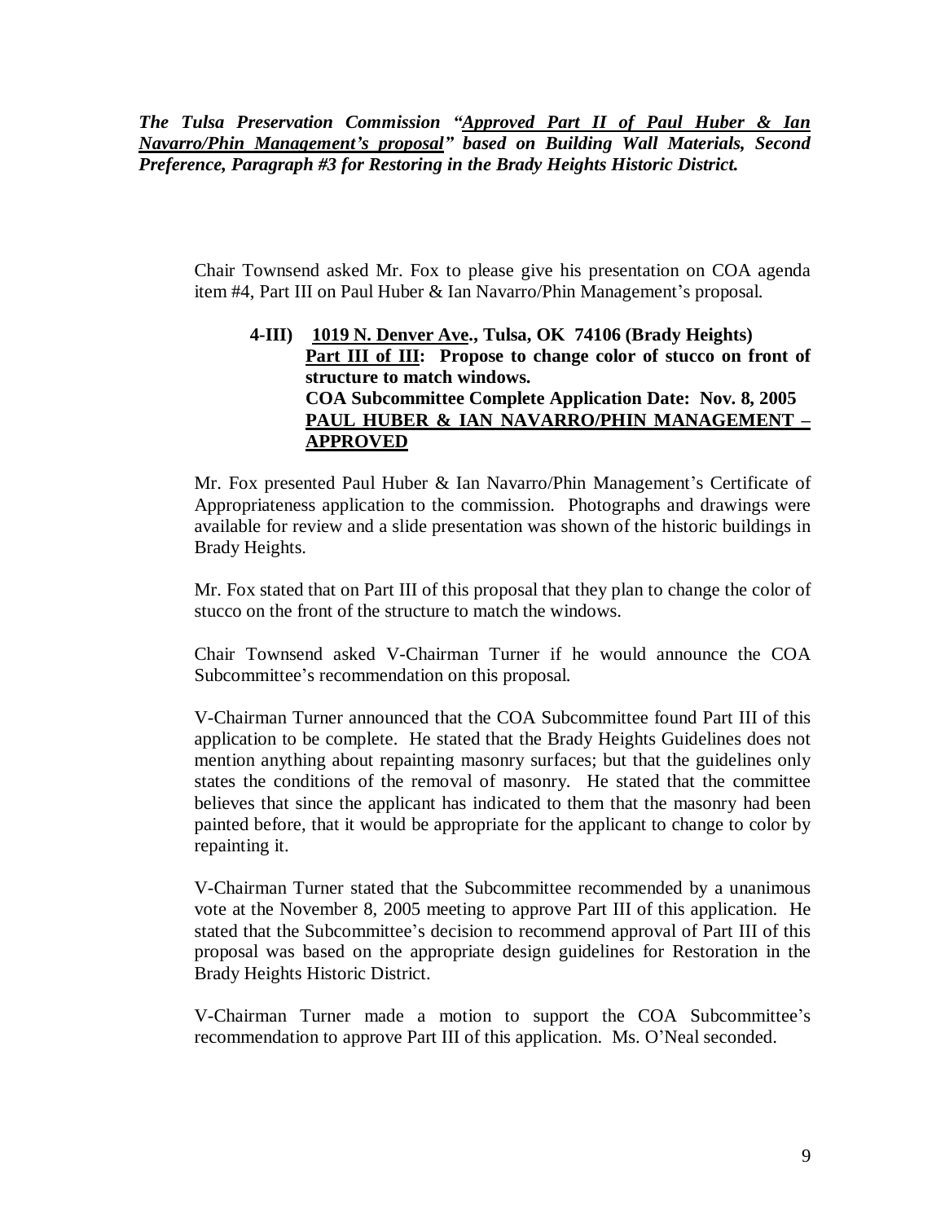***The Tulsa Preservation Commission "<u>Approved Part II of Paul Huber & Ian Navarro/Phin Management's proposal</u>" based on Building Wall Materials, Second Preference, Paragraph #3 for Restoring in the Brady Heights Historic District.***

Chair Townsend asked Mr. Fox to please give his presentation on COA agenda item #4, Part III on Paul Huber & Ian Navarro/Phin Management's proposal.

**4-III) <u>1019 N. Denver Ave</u>., Tulsa, OK 74106 (Brady Heights)**
**<u>Part III of III</u>: Propose to change color of stucco on front of structure to match windows.**
**COA Subcommittee Complete Application Date: Nov. 8, 2005**
**<u>PAUL HUBER & IAN NAVARRO/PHIN MANAGEMENT – APPROVED</u>**

Mr. Fox presented Paul Huber & Ian Navarro/Phin Management's Certificate of Appropriateness application to the commission. Photographs and drawings were available for review and a slide presentation was shown of the historic buildings in Brady Heights.

Mr. Fox stated that on Part III of this proposal that they plan to change the color of stucco on the front of the structure to match the windows.

Chair Townsend asked V-Chairman Turner if he would announce the COA Subcommittee's recommendation on this proposal.

V-Chairman Turner announced that the COA Subcommittee found Part III of this application to be complete. He stated that the Brady Heights Guidelines does not mention anything about repainting masonry surfaces; but that the guidelines only states the conditions of the removal of masonry. He stated that the committee believes that since the applicant has indicated to them that the masonry had been painted before, that it would be appropriate for the applicant to change to color by repainting it.

V-Chairman Turner stated that the Subcommittee recommended by a unanimous vote at the November 8, 2005 meeting to approve Part III of this application. He stated that the Subcommittee's decision to recommend approval of Part III of this proposal was based on the appropriate design guidelines for Restoration in the Brady Heights Historic District.

V-Chairman Turner made a motion to support the COA Subcommittee's recommendation to approve Part III of this application. Ms. O'Neal seconded.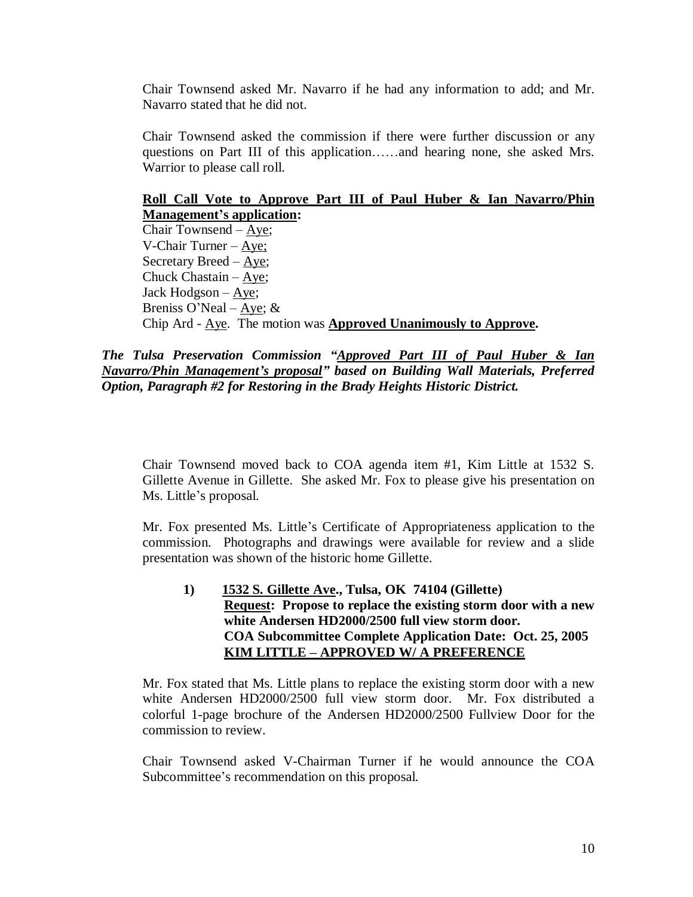Chair Townsend asked Mr. Navarro if he had any information to add; and Mr. Navarro stated that he did not.

Chair Townsend asked the commission if there were further discussion or any questions on Part III of this application……and hearing none, she asked Mrs. Warrior to please call roll.

**Roll Call Vote to Approve Part III of Paul Huber & Ian Navarro/Phin Management's application:**

Chair Townsend – Aye;
V-Chair Turner – Aye;
Secretary Breed – Aye;
Chuck Chastain – Aye;
Jack Hodgson – Aye;
Breniss O'Neal – Aye; &
Chip Ard - Aye. The motion was **Approved Unanimously to Approve.**

***The Tulsa Preservation Commission "Approved Part III of Paul Huber & Ian Navarro/Phin Management's proposal" based on Building Wall Materials, Preferred Option, Paragraph #2 for Restoring in the Brady Heights Historic District.***

Chair Townsend moved back to COA agenda item #1, Kim Little at 1532 S. Gillette Avenue in Gillette. She asked Mr. Fox to please give his presentation on Ms. Little's proposal.

Mr. Fox presented Ms. Little's Certificate of Appropriateness application to the commission. Photographs and drawings were available for review and a slide presentation was shown of the historic home Gillette.

**1) 1532 S. Gillette Ave., Tulsa, OK 74104 (Gillette)**
**Request: Propose to replace the existing storm door with a new white Andersen HD2000/2500 full view storm door.**
**COA Subcommittee Complete Application Date: Oct. 25, 2005**
**KIM LITTLE – APPROVED W/ A PREFERENCE**

Mr. Fox stated that Ms. Little plans to replace the existing storm door with a new white Andersen HD2000/2500 full view storm door. Mr. Fox distributed a colorful 1-page brochure of the Andersen HD2000/2500 Fullview Door for the commission to review.

Chair Townsend asked V-Chairman Turner if he would announce the COA Subcommittee's recommendation on this proposal.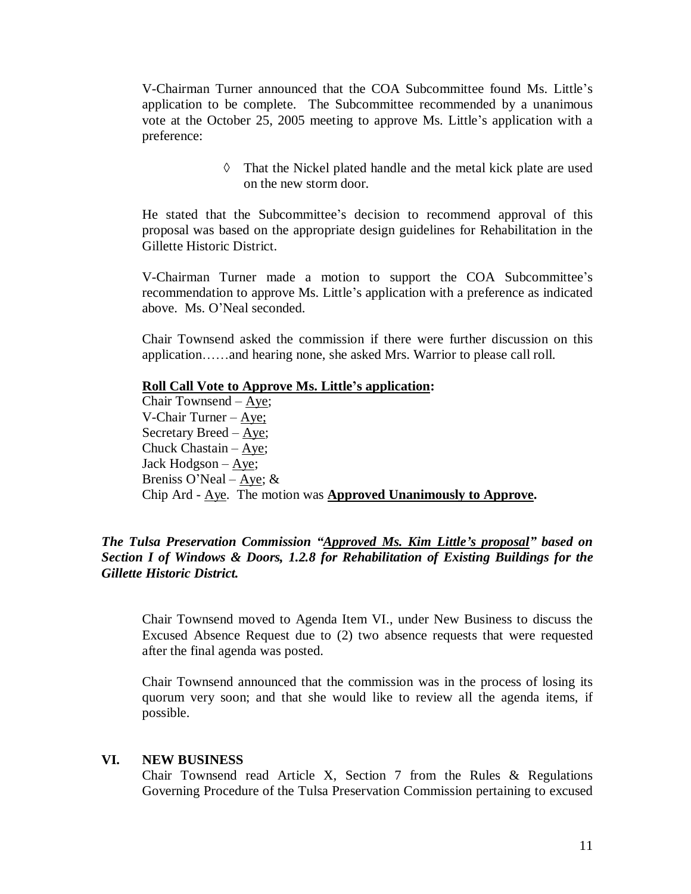V-Chairman Turner announced that the COA Subcommittee found Ms. Little's application to be complete. The Subcommittee recommended by a unanimous vote at the October 25, 2005 meeting to approve Ms. Little's application with a preference:

- ◊ That the Nickel plated handle and the metal kick plate are used on the new storm door.

He stated that the Subcommittee's decision to recommend approval of this proposal was based on the appropriate design guidelines for Rehabilitation in the Gillette Historic District.

V-Chairman Turner made a motion to support the COA Subcommittee's recommendation to approve Ms. Little's application with a preference as indicated above. Ms. O'Neal seconded.

Chair Townsend asked the commission if there were further discussion on this application……and hearing none, she asked Mrs. Warrior to please call roll.

**Roll Call Vote to Approve Ms. Little's application:**

Chair Townsend – Aye;
V-Chair Turner – Aye;
Secretary Breed – Aye;
Chuck Chastain – Aye;
Jack Hodgson – Aye;
Breniss O'Neal – Aye; &
Chip Ard - Aye. The motion was **Approved Unanimously to Approve.**

***The Tulsa Preservation Commission "Approved Ms. Kim Little's proposal" based on Section I of Windows & Doors, 1.2.8 for Rehabilitation of Existing Buildings for the Gillette Historic District.***

Chair Townsend moved to Agenda Item VI., under New Business to discuss the Excused Absence Request due to (2) two absence requests that were requested after the final agenda was posted.

Chair Townsend announced that the commission was in the process of losing its quorum very soon; and that she would like to review all the agenda items, if possible.

## VI. NEW BUSINESS

Chair Townsend read Article X, Section 7 from the Rules & Regulations Governing Procedure of the Tulsa Preservation Commission pertaining to excused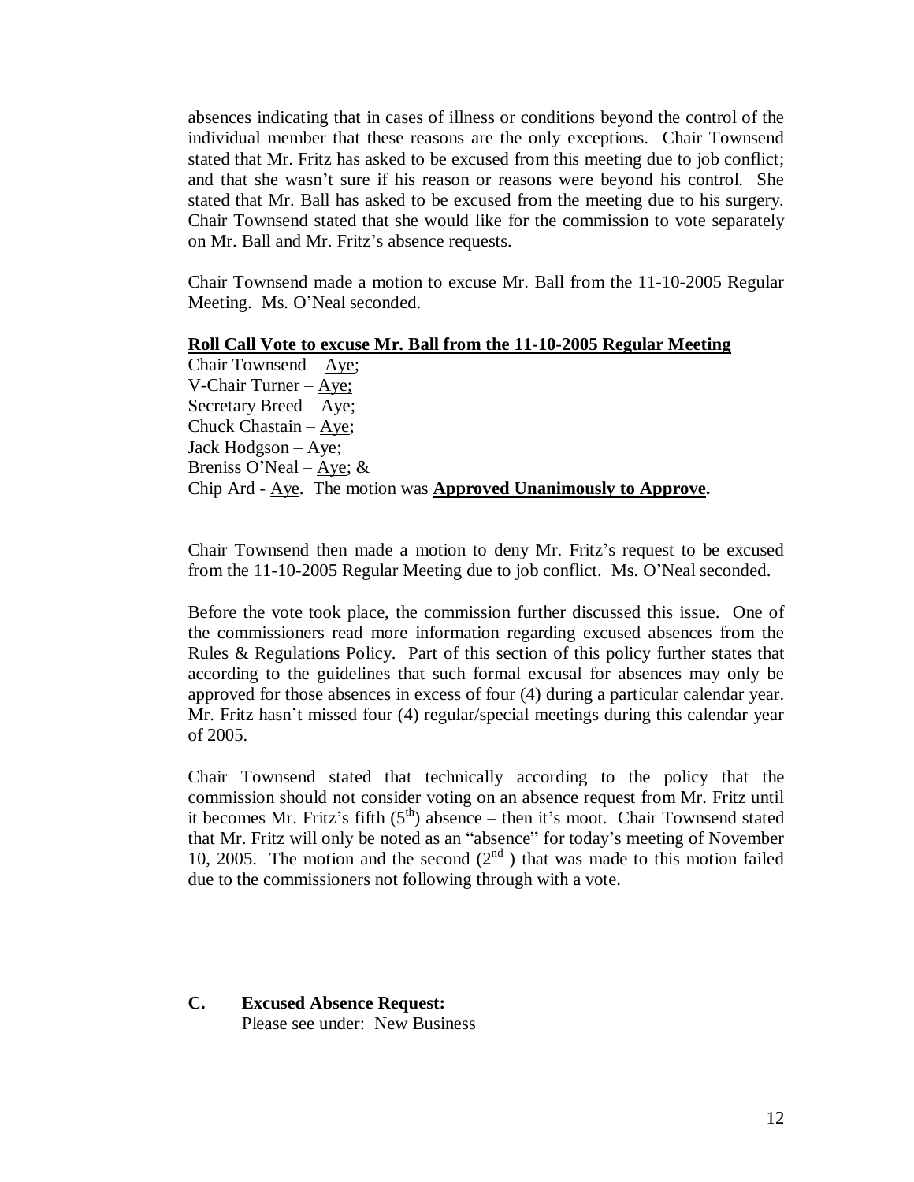absences indicating that in cases of illness or conditions beyond the control of the individual member that these reasons are the only exceptions. Chair Townsend stated that Mr. Fritz has asked to be excused from this meeting due to job conflict; and that she wasn't sure if his reason or reasons were beyond his control. She stated that Mr. Ball has asked to be excused from the meeting due to his surgery. Chair Townsend stated that she would like for the commission to vote separately on Mr. Ball and Mr. Fritz's absence requests.

Chair Townsend made a motion to excuse Mr. Ball from the 11-10-2005 Regular Meeting. Ms. O'Neal seconded.

**<u>Roll Call Vote to excuse Mr. Ball from the 11-10-2005 Regular Meeting</u>**

Chair Townsend – <u>Aye</u>;
V-Chair Turner – <u>Aye;</u>
Secretary Breed – <u>Aye</u>;
Chuck Chastain – <u>Aye</u>;
Jack Hodgson – <u>Aye</u>;
Breniss O'Neal – <u>Aye</u>; &
Chip Ard - <u>Aye</u>. The motion was **<u>Approved Unanimously to Approve</u>.**

Chair Townsend then made a motion to deny Mr. Fritz's request to be excused from the 11-10-2005 Regular Meeting due to job conflict. Ms. O'Neal seconded.

Before the vote took place, the commission further discussed this issue. One of the commissioners read more information regarding excused absences from the Rules & Regulations Policy. Part of this section of this policy further states that according to the guidelines that such formal excusal for absences may only be approved for those absences in excess of four (4) during a particular calendar year. Mr. Fritz hasn't missed four (4) regular/special meetings during this calendar year of 2005.

Chair Townsend stated that technically according to the policy that the commission should not consider voting on an absence request from Mr. Fritz until it becomes Mr. Fritz's fifth (5th) absence – then it's moot. Chair Townsend stated that Mr. Fritz will only be noted as an "absence" for today's meeting of November 10, 2005. The motion and the second (2nd) that was made to this motion failed due to the commissioners not following through with a vote.

**C. Excused Absence Request:**
Please see under: New Business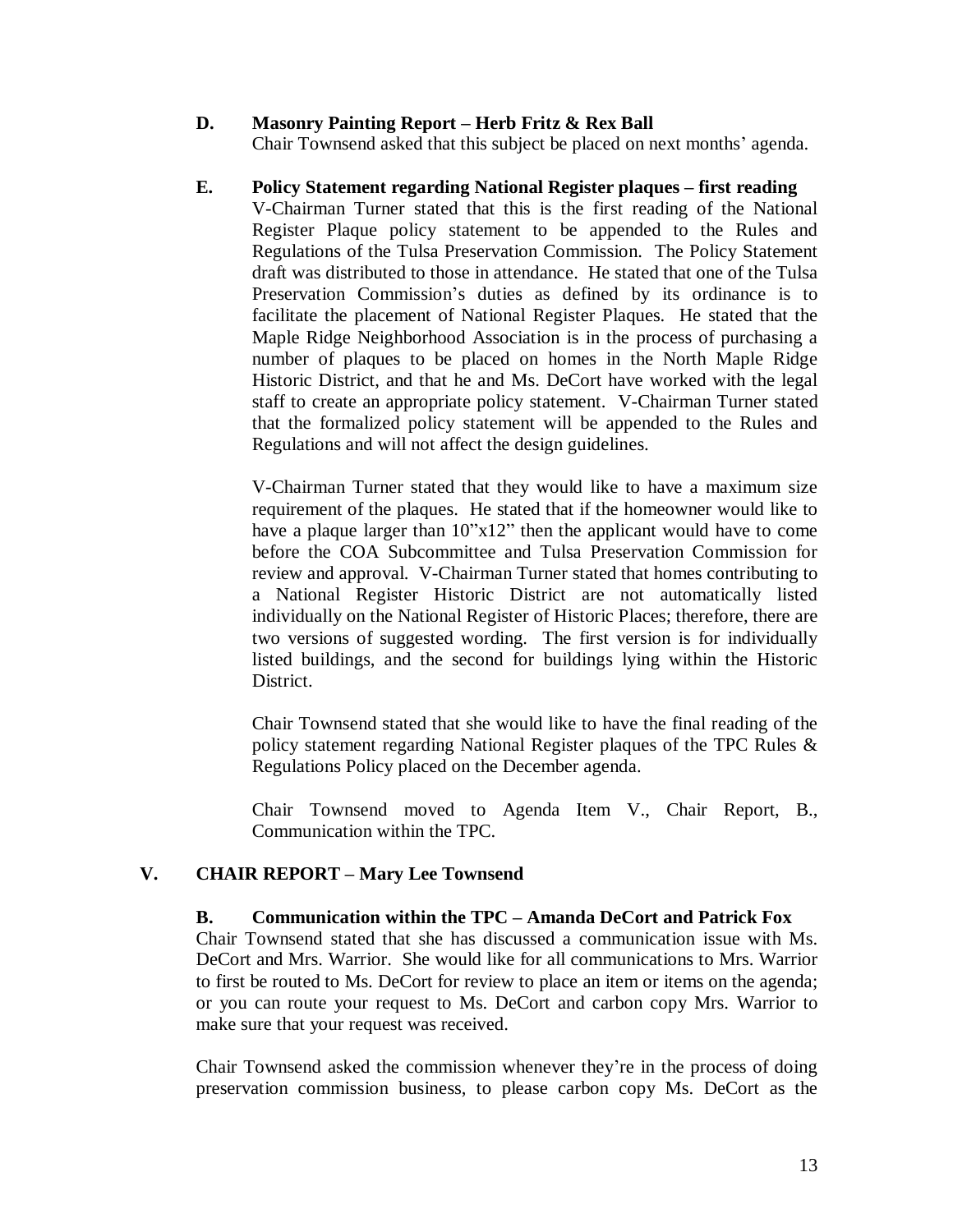**D. Masonry Painting Report – Herb Fritz & Rex Ball**

Chair Townsend asked that this subject be placed on next months' agenda.

**E. Policy Statement regarding National Register plaques – first reading**

V-Chairman Turner stated that this is the first reading of the National Register Plaque policy statement to be appended to the Rules and Regulations of the Tulsa Preservation Commission. The Policy Statement draft was distributed to those in attendance. He stated that one of the Tulsa Preservation Commission's duties as defined by its ordinance is to facilitate the placement of National Register Plaques. He stated that the Maple Ridge Neighborhood Association is in the process of purchasing a number of plaques to be placed on homes in the North Maple Ridge Historic District, and that he and Ms. DeCort have worked with the legal staff to create an appropriate policy statement. V-Chairman Turner stated that the formalized policy statement will be appended to the Rules and Regulations and will not affect the design guidelines.

V-Chairman Turner stated that they would like to have a maximum size requirement of the plaques. He stated that if the homeowner would like to have a plaque larger than 10"x12" then the applicant would have to come before the COA Subcommittee and Tulsa Preservation Commission for review and approval. V-Chairman Turner stated that homes contributing to a National Register Historic District are not automatically listed individually on the National Register of Historic Places; therefore, there are two versions of suggested wording. The first version is for individually listed buildings, and the second for buildings lying within the Historic District.

Chair Townsend stated that she would like to have the final reading of the policy statement regarding National Register plaques of the TPC Rules & Regulations Policy placed on the December agenda.

Chair Townsend moved to Agenda Item V., Chair Report, B., Communication within the TPC.

## V. CHAIR REPORT – Mary Lee Townsend

**B. Communication within the TPC – Amanda DeCort and Patrick Fox**

Chair Townsend stated that she has discussed a communication issue with Ms. DeCort and Mrs. Warrior. She would like for all communications to Mrs. Warrior to first be routed to Ms. DeCort for review to place an item or items on the agenda; or you can route your request to Ms. DeCort and carbon copy Mrs. Warrior to make sure that your request was received.

Chair Townsend asked the commission whenever they're in the process of doing preservation commission business, to please carbon copy Ms. DeCort as the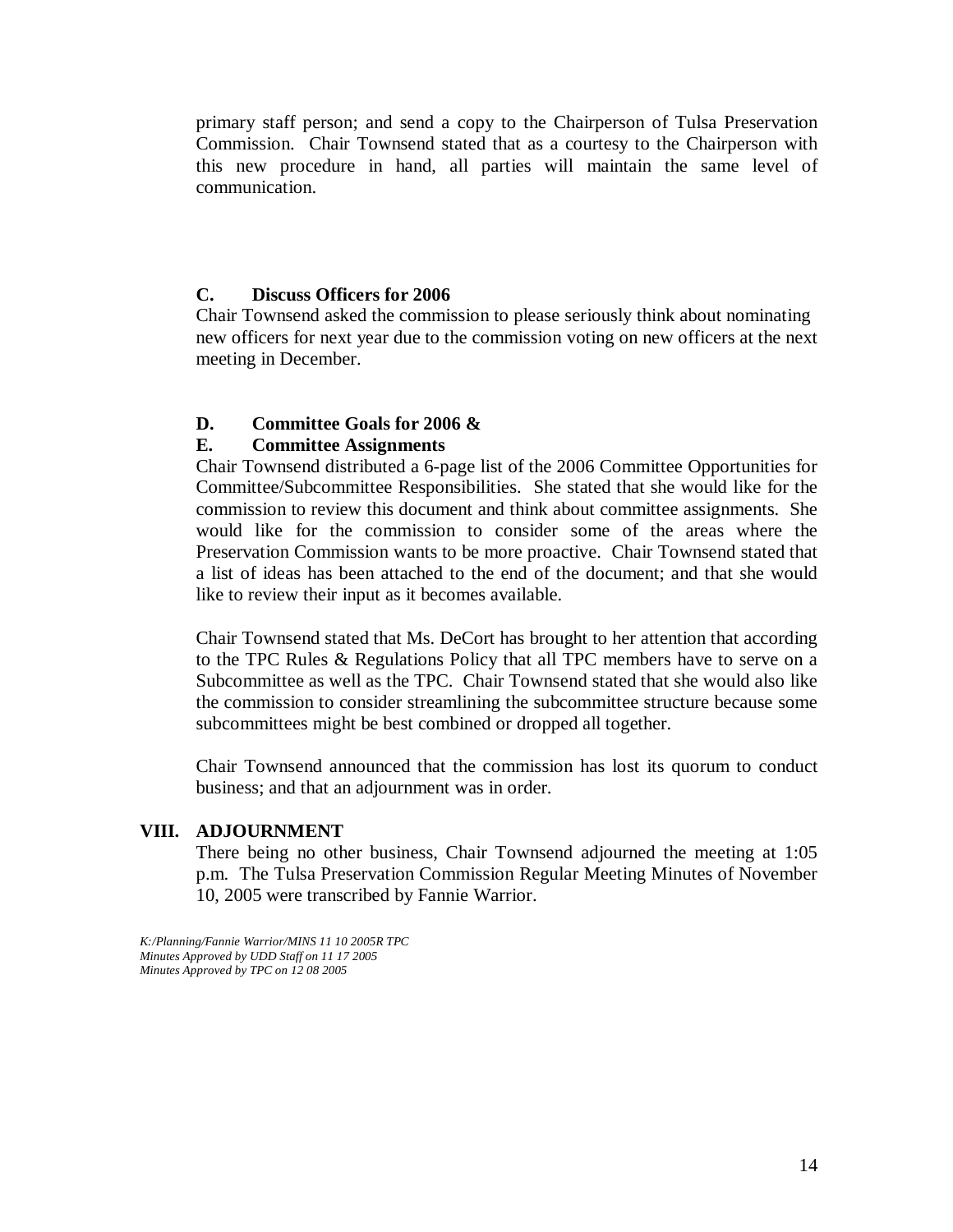primary staff person; and send a copy to the Chairperson of Tulsa Preservation Commission. Chair Townsend stated that as a courtesy to the Chairperson with this new procedure in hand, all parties will maintain the same level of communication.

**C. Discuss Officers for 2006**

Chair Townsend asked the commission to please seriously think about nominating new officers for next year due to the commission voting on new officers at the next meeting in December.

**D. Committee Goals for 2006 &**

**E. Committee Assignments**

Chair Townsend distributed a 6-page list of the 2006 Committee Opportunities for Committee/Subcommittee Responsibilities. She stated that she would like for the commission to review this document and think about committee assignments. She would like for the commission to consider some of the areas where the Preservation Commission wants to be more proactive. Chair Townsend stated that a list of ideas has been attached to the end of the document; and that she would like to review their input as it becomes available.

Chair Townsend stated that Ms. DeCort has brought to her attention that according to the TPC Rules & Regulations Policy that all TPC members have to serve on a Subcommittee as well as the TPC. Chair Townsend stated that she would also like the commission to consider streamlining the subcommittee structure because some subcommittees might be best combined or dropped all together.

Chair Townsend announced that the commission has lost its quorum to conduct business; and that an adjournment was in order.

## VIII. ADJOURNMENT

There being no other business, Chair Townsend adjourned the meeting at 1:05 p.m. The Tulsa Preservation Commission Regular Meeting Minutes of November 10, 2005 were transcribed by Fannie Warrior.

*K:/Planning/Fannie Warrior/MINS 11 10 2005R TPC*
*Minutes Approved by UDD Staff on 11 17 2005*
*Minutes Approved by TPC on 12 08 2005*